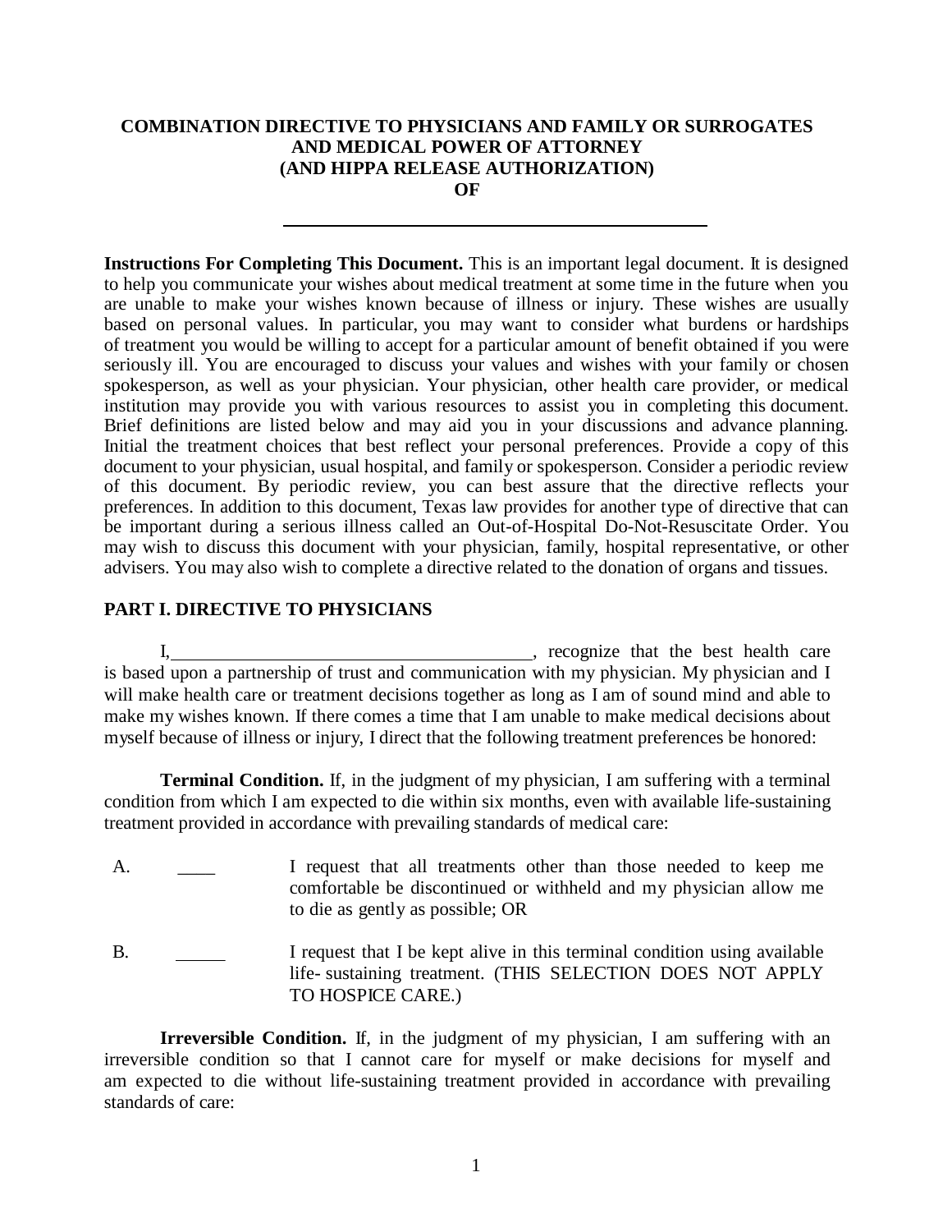# COMBINATION DIRECTIVE TO PHYSICIANS AND FAMILY OR SURROGATES AND MEDICAL POWER OF ATTORNEY (AND HIPPA RELEASE AUTHORIZATION) OF

\_\_\_\_\_\_\_\_\_\_\_\_\_\_\_\_\_\_\_\_\_\_\_\_\_\_\_\_\_\_\_\_\_\_\_\_\_\_\_\_

**Instructions For Completing This Document.** This is an important legal document. It is designed to help you communicate your wishes about medical treatment at some time in the future when you are unable to make your wishes known because of illness or injury. These wishes are usually based on personal values. In particular, you may want to consider what burdens or hardships of treatment you would be willing to accept for a particular amount of benefit obtained if you were seriously ill. You are encouraged to discuss your values and wishes with your family or chosen spokesperson, as well as your physician. Your physician, other health care provider, or medical institution may provide you with various resources to assist you in completing this document. Brief definitions are listed below and may aid you in your discussions and advance planning. Initial the treatment choices that best reflect your personal preferences. Provide a copy of this document to your physician, usual hospital, and family or spokesperson. Consider a periodic review of this document. By periodic review, you can best assure that the directive reflects your preferences. In addition to this document, Texas law provides for another type of directive that can be important during a serious illness called an Out-of-Hospital Do-Not-Resuscitate Order. You may wish to discuss this document with your physician, family, hospital representative, or other advisers. You may also wish to complete a directive related to the donation of organs and tissues.

## PART I. DIRECTIVE TO PHYSICIANS

I, \_\_\_\_\_\_\_\_\_\_\_\_\_\_\_\_\_\_\_\_\_\_\_\_\_\_\_\_\_\_\_\_\_\_\_\_\_\_\_\_, recognize that the best health care is based upon a partnership of trust and communication with my physician. My physician and I will make health care or treatment decisions together as long as I am of sound mind and able to make my wishes known. If there comes a time that I am unable to make medical decisions about myself because of illness or injury, I direct that the following treatment preferences be honored:

**Terminal Condition.** If, in the judgment of my physician, I am suffering with a terminal condition from which I am expected to die within six months, even with available life-sustaining treatment provided in accordance with prevailing standards of medical care:

A. \_\_\_\_ I request that all treatments other than those needed to keep me comfortable be discontinued or withheld and my physician allow me to die as gently as possible; OR

B. \_\_\_\_\_ I request that I be kept alive in this terminal condition using available life- sustaining treatment. (THIS SELECTION DOES NOT APPLY TO HOSPICE CARE.)

**Irreversible Condition.** If, in the judgment of my physician, I am suffering with an irreversible condition so that I cannot care for myself or make decisions for myself and am expected to die without life-sustaining treatment provided in accordance with prevailing standards of care: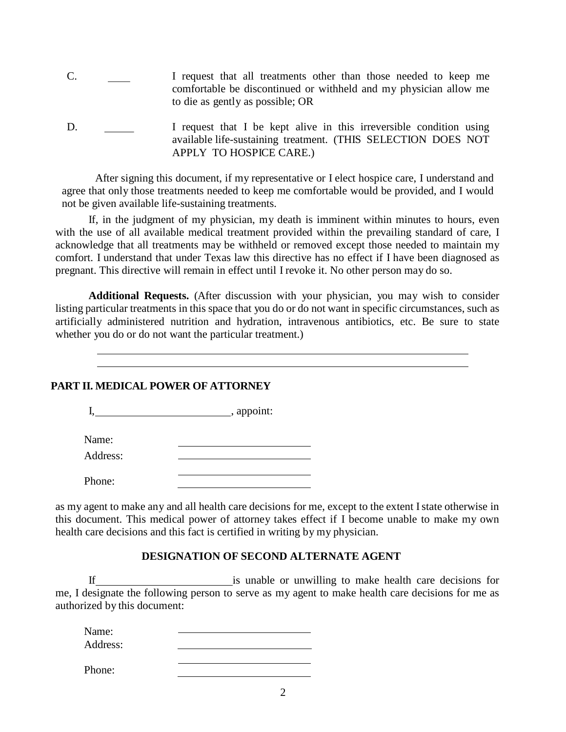C. ____ I request that all treatments other than those needed to keep me comfortable be discontinued or withheld and my physician allow me to die as gently as possible; OR

D. ______ I request that I be kept alive in this irreversible condition using available life-sustaining treatment. (THIS SELECTION DOES NOT APPLY TO HOSPICE CARE.)

After signing this document, if my representative or I elect hospice care, I understand and agree that only those treatments needed to keep me comfortable would be provided, and I would not be given available life-sustaining treatments.

If, in the judgment of my physician, my death is imminent within minutes to hours, even with the use of all available medical treatment provided within the prevailing standard of care, I acknowledge that all treatments may be withheld or removed except those needed to maintain my comfort. I understand that under Texas law this directive has no effect if I have been diagnosed as pregnant. This directive will remain in effect until I revoke it. No other person may do so.

**Additional Requests.** (After discussion with your physician, you may wish to consider listing particular treatments in this space that you do or do not want in specific circumstances, such as artificially administered nutrition and hydration, intravenous antibiotics, etc. Be sure to state whether you do or do not want the particular treatment.)

______________________________________________________________________

______________________________________________________________________

## PART II. MEDICAL POWER OF ATTORNEY

I, ________________________, appoint:

Name: ________________________

Address: ________________________

________________________

Phone: ________________________

as my agent to make any and all health care decisions for me, except to the extent I state otherwise in this document. This medical power of attorney takes effect if I become unable to make my own health care decisions and this fact is certified in writing by my physician.

### DESIGNATION OF SECOND ALTERNATE AGENT

If ________________________ is unable or unwilling to make health care decisions for me, I designate the following person to serve as my agent to make health care decisions for me as authorized by this document:

Name: ________________________

Address: ________________________

________________________

Phone: ________________________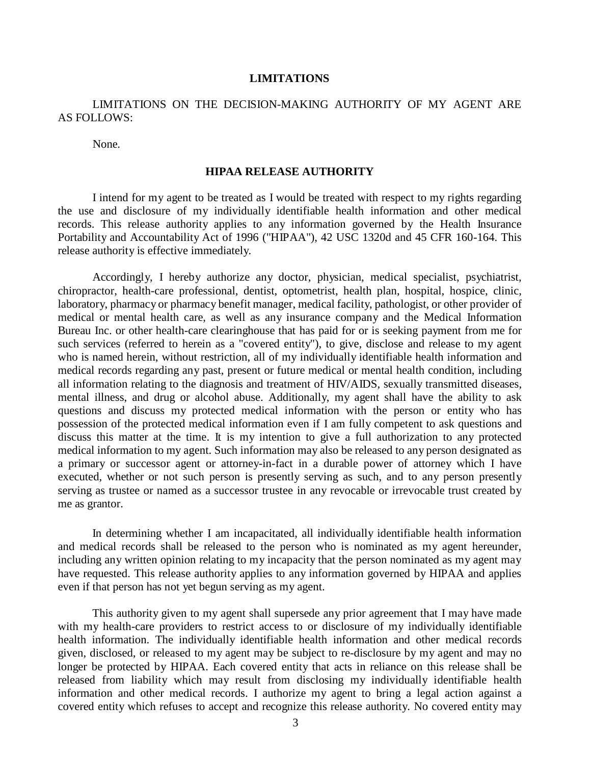## LIMITATIONS

LIMITATIONS ON THE DECISION-MAKING AUTHORITY OF MY AGENT ARE AS FOLLOWS:

None.

## HIPAA RELEASE AUTHORITY

I intend for my agent to be treated as I would be treated with respect to my rights regarding the use and disclosure of my individually identifiable health information and other medical records. This release authority applies to any information governed by the Health Insurance Portability and Accountability Act of 1996 ("HIPAA"), 42 USC 1320d and 45 CFR 160-164. This release authority is effective immediately.

Accordingly, I hereby authorize any doctor, physician, medical specialist, psychiatrist, chiropractor, health-care professional, dentist, optometrist, health plan, hospital, hospice, clinic, laboratory, pharmacy or pharmacy benefit manager, medical facility, pathologist, or other provider of medical or mental health care, as well as any insurance company and the Medical Information Bureau Inc. or other health-care clearinghouse that has paid for or is seeking payment from me for such services (referred to herein as a "covered entity"), to give, disclose and release to my agent who is named herein, without restriction, all of my individually identifiable health information and medical records regarding any past, present or future medical or mental health condition, including all information relating to the diagnosis and treatment of HIV/AIDS, sexually transmitted diseases, mental illness, and drug or alcohol abuse. Additionally, my agent shall have the ability to ask questions and discuss my protected medical information with the person or entity who has possession of the protected medical information even if I am fully competent to ask questions and discuss this matter at the time. It is my intention to give a full authorization to any protected medical information to my agent. Such information may also be released to any person designated as a primary or successor agent or attorney-in-fact in a durable power of attorney which I have executed, whether or not such person is presently serving as such, and to any person presently serving as trustee or named as a successor trustee in any revocable or irrevocable trust created by me as grantor.

In determining whether I am incapacitated, all individually identifiable health information and medical records shall be released to the person who is nominated as my agent hereunder, including any written opinion relating to my incapacity that the person nominated as my agent may have requested. This release authority applies to any information governed by HIPAA and applies even if that person has not yet begun serving as my agent.

This authority given to my agent shall supersede any prior agreement that I may have made with my health-care providers to restrict access to or disclosure of my individually identifiable health information. The individually identifiable health information and other medical records given, disclosed, or released to my agent may be subject to re-disclosure by my agent and may no longer be protected by HIPAA. Each covered entity that acts in reliance on this release shall be released from liability which may result from disclosing my individually identifiable health information and other medical records. I authorize my agent to bring a legal action against a covered entity which refuses to accept and recognize this release authority. No covered entity may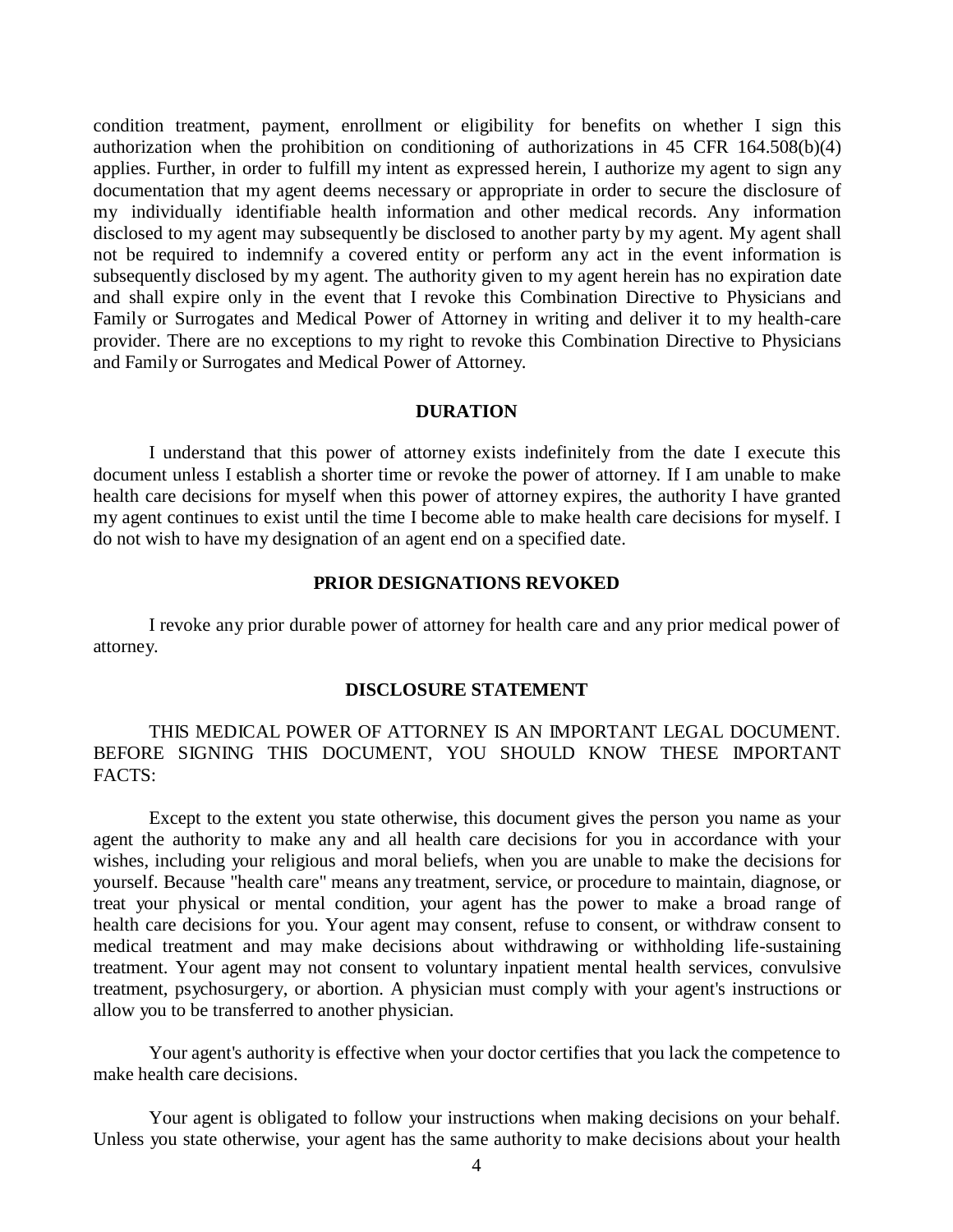condition treatment, payment, enrollment or eligibility for benefits on whether I sign this authorization when the prohibition on conditioning of authorizations in 45 CFR 164.508(b)(4) applies. Further, in order to fulfill my intent as expressed herein, I authorize my agent to sign any documentation that my agent deems necessary or appropriate in order to secure the disclosure of my individually identifiable health information and other medical records. Any information disclosed to my agent may subsequently be disclosed to another party by my agent. My agent shall not be required to indemnify a covered entity or perform any act in the event information is subsequently disclosed by my agent. The authority given to my agent herein has no expiration date and shall expire only in the event that I revoke this Combination Directive to Physicians and Family or Surrogates and Medical Power of Attorney in writing and deliver it to my health-care provider. There are no exceptions to my right to revoke this Combination Directive to Physicians and Family or Surrogates and Medical Power of Attorney.

## DURATION

I understand that this power of attorney exists indefinitely from the date I execute this document unless I establish a shorter time or revoke the power of attorney. If I am unable to make health care decisions for myself when this power of attorney expires, the authority I have granted my agent continues to exist until the time I become able to make health care decisions for myself. I do not wish to have my designation of an agent end on a specified date.

## PRIOR DESIGNATIONS REVOKED

I revoke any prior durable power of attorney for health care and any prior medical power of attorney.

## DISCLOSURE STATEMENT

THIS MEDICAL POWER OF ATTORNEY IS AN IMPORTANT LEGAL DOCUMENT. BEFORE SIGNING THIS DOCUMENT, YOU SHOULD KNOW THESE IMPORTANT FACTS:

Except to the extent you state otherwise, this document gives the person you name as your agent the authority to make any and all health care decisions for you in accordance with your wishes, including your religious and moral beliefs, when you are unable to make the decisions for yourself. Because "health care" means any treatment, service, or procedure to maintain, diagnose, or treat your physical or mental condition, your agent has the power to make a broad range of health care decisions for you. Your agent may consent, refuse to consent, or withdraw consent to medical treatment and may make decisions about withdrawing or withholding life-sustaining treatment. Your agent may not consent to voluntary inpatient mental health services, convulsive treatment, psychosurgery, or abortion. A physician must comply with your agent's instructions or allow you to be transferred to another physician.

Your agent's authority is effective when your doctor certifies that you lack the competence to make health care decisions.

Your agent is obligated to follow your instructions when making decisions on your behalf. Unless you state otherwise, your agent has the same authority to make decisions about your health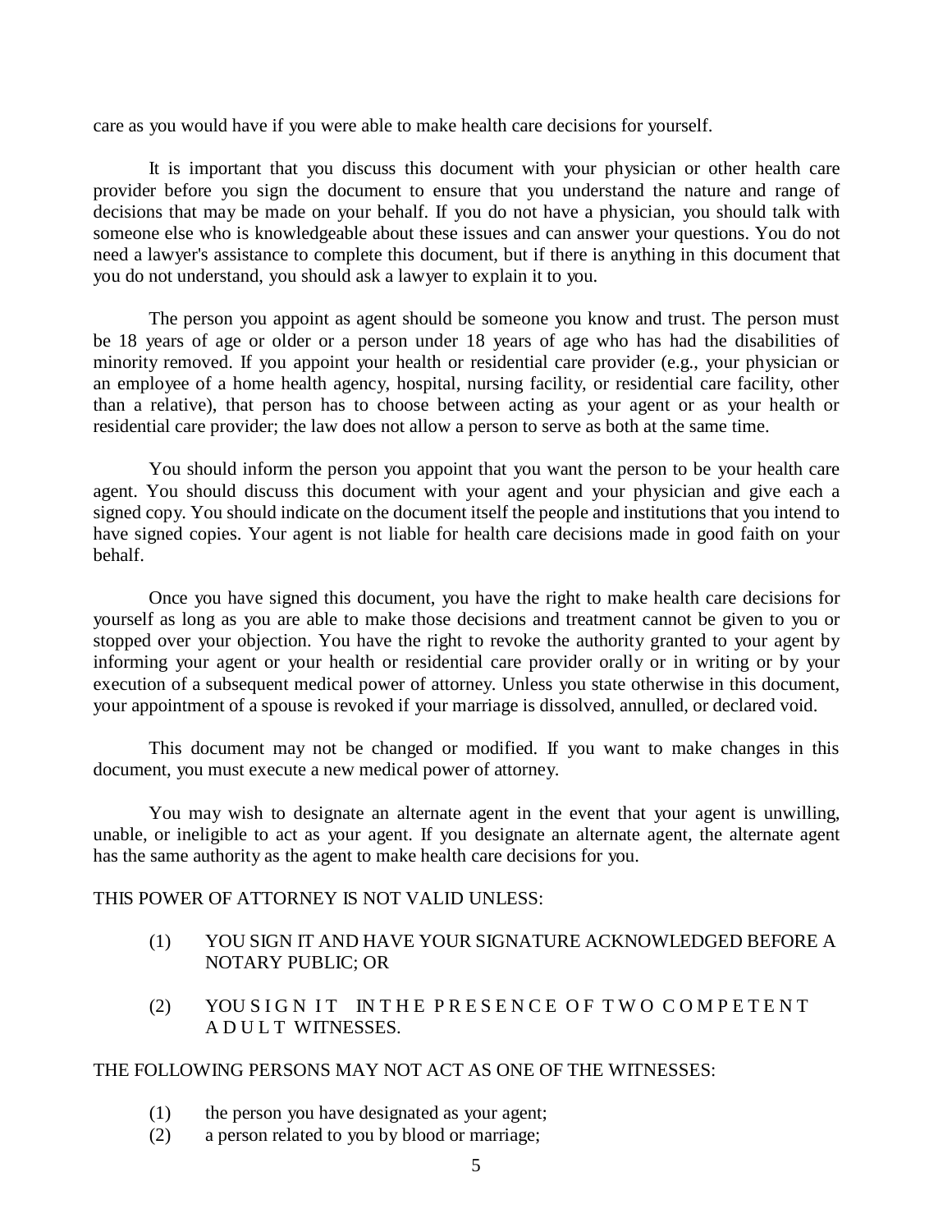care as you would have if you were able to make health care decisions for yourself.

It is important that you discuss this document with your physician or other health care provider before you sign the document to ensure that you understand the nature and range of decisions that may be made on your behalf. If you do not have a physician, you should talk with someone else who is knowledgeable about these issues and can answer your questions. You do not need a lawyer's assistance to complete this document, but if there is anything in this document that you do not understand, you should ask a lawyer to explain it to you.

The person you appoint as agent should be someone you know and trust. The person must be 18 years of age or older or a person under 18 years of age who has had the disabilities of minority removed. If you appoint your health or residential care provider (e.g., your physician or an employee of a home health agency, hospital, nursing facility, or residential care facility, other than a relative), that person has to choose between acting as your agent or as your health or residential care provider; the law does not allow a person to serve as both at the same time.

You should inform the person you appoint that you want the person to be your health care agent. You should discuss this document with your agent and your physician and give each a signed copy. You should indicate on the document itself the people and institutions that you intend to have signed copies. Your agent is not liable for health care decisions made in good faith on your behalf.

Once you have signed this document, you have the right to make health care decisions for yourself as long as you are able to make those decisions and treatment cannot be given to you or stopped over your objection. You have the right to revoke the authority granted to your agent by informing your agent or your health or residential care provider orally or in writing or by your execution of a subsequent medical power of attorney. Unless you state otherwise in this document, your appointment of a spouse is revoked if your marriage is dissolved, annulled, or declared void.

This document may not be changed or modified. If you want to make changes in this document, you must execute a new medical power of attorney.

You may wish to designate an alternate agent in the event that your agent is unwilling, unable, or ineligible to act as your agent. If you designate an alternate agent, the alternate agent has the same authority as the agent to make health care decisions for you.

THIS POWER OF ATTORNEY IS NOT VALID UNLESS:

(1) YOU SIGN IT AND HAVE YOUR SIGNATURE ACKNOWLEDGED BEFORE A NOTARY PUBLIC; OR

(2) YOU SIGN IT IN THE PRESENCE OF TWO COMPETENT ADULT WITNESSES.

THE FOLLOWING PERSONS MAY NOT ACT AS ONE OF THE WITNESSES:

(1) the person you have designated as your agent;
(2) a person related to you by blood or marriage;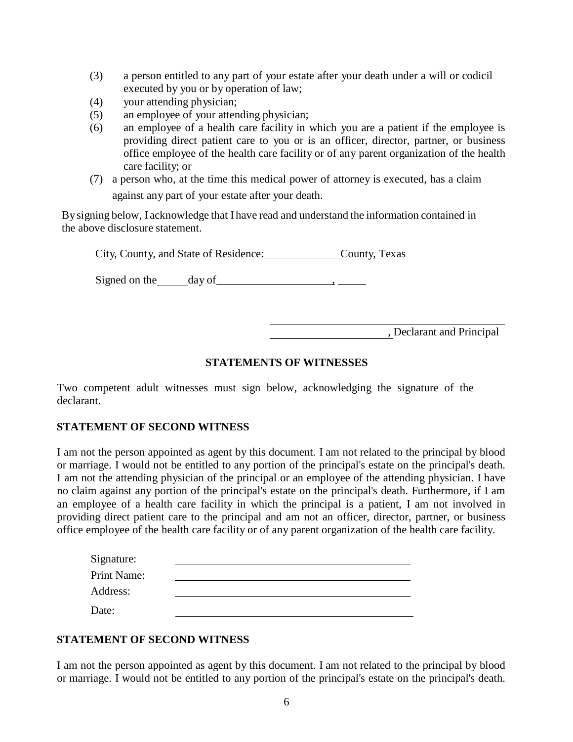(3) a person entitled to any part of your estate after your death under a will or codicil executed by you or by operation of law;

(4) your attending physician;

(5) an employee of your attending physician;

(6) an employee of a health care facility in which you are a patient if the employee is providing direct patient care to you or is an officer, director, partner, or business office employee of the health care facility or of any parent organization of the health care facility; or

(7) a person who, at the time this medical power of attorney is executed, has a claim against any part of your estate after your death.

By signing below, I acknowledge that I have read and understand the information contained in the above disclosure statement.

City, County, and State of Residence: ______________ County, Texas

Signed on the ______ day of ____________________, _____

______________________________________

____________________, Declarant and Principal

**STATEMENTS OF WITNESSES**

Two competent adult witnesses must sign below, acknowledging the signature of the declarant.

**STATEMENT OF SECOND WITNESS**

I am not the person appointed as agent by this document. I am not related to the principal by blood or marriage. I would not be entitled to any portion of the principal's estate on the principal's death. I am not the attending physician of the principal or an employee of the attending physician. I have no claim against any portion of the principal's estate on the principal's death. Furthermore, if I am an employee of a health care facility in which the principal is a patient, I am not involved in providing direct patient care to the principal and am not an officer, director, partner, or business office employee of the health care facility or of any parent organization of the health care facility.

Signature: ______________________________________

Print Name: ______________________________________

Address: ______________________________________

Date: ______________________________________

**STATEMENT OF SECOND WITNESS**

I am not the person appointed as agent by this document. I am not related to the principal by blood or marriage. I would not be entitled to any portion of the principal's estate on the principal's death.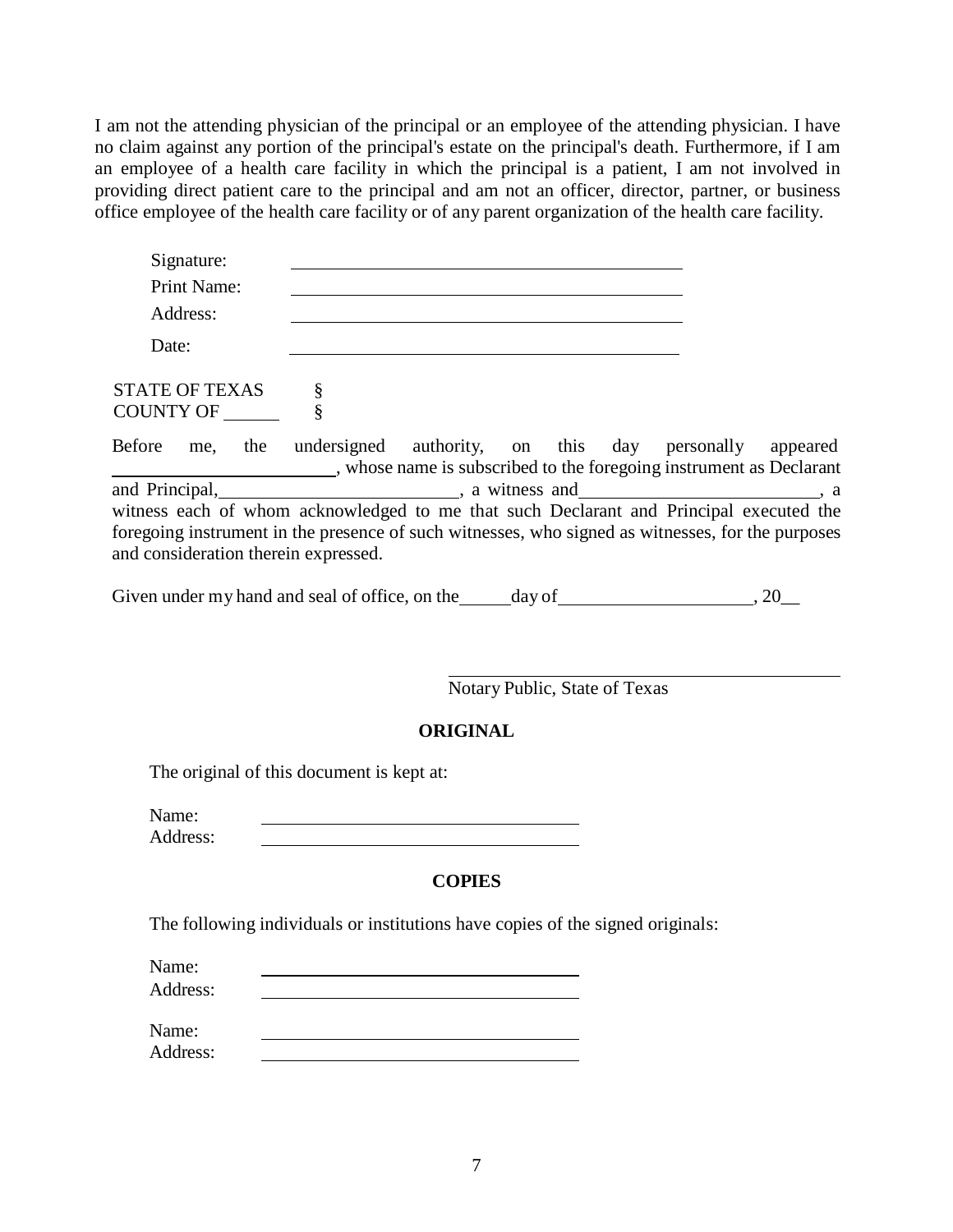I am not the attending physician of the principal or an employee of the attending physician. I have no claim against any portion of the principal's estate on the principal's death. Furthermore, if I am an employee of a health care facility in which the principal is a patient, I am not involved in providing direct patient care to the principal and am not an officer, director, partner, or business office employee of the health care facility or of any parent organization of the health care facility.

Signature: ______________________________

Print Name: ______________________________

Address: ______________________________

Date: ______________________________

STATE OF TEXAS §
COUNTY OF ______ §

Before me, the undersigned authority, on this day personally appeared ______________________, whose name is subscribed to the foregoing instrument as Declarant and Principal, ______________________, a witness and ______________________, a witness each of whom acknowledged to me that such Declarant and Principal executed the foregoing instrument in the presence of such witnesses, who signed as witnesses, for the purposes and consideration therein expressed.

Given under my hand and seal of office, on the _____ day of ____________________, 20__

______________________________
Notary Public, State of Texas

**ORIGINAL**

The original of this document is kept at:

Name: ______________________________
Address: ______________________________

**COPIES**

The following individuals or institutions have copies of the signed originals:

Name: ______________________________
Address: ______________________________

Name: ______________________________
Address: ______________________________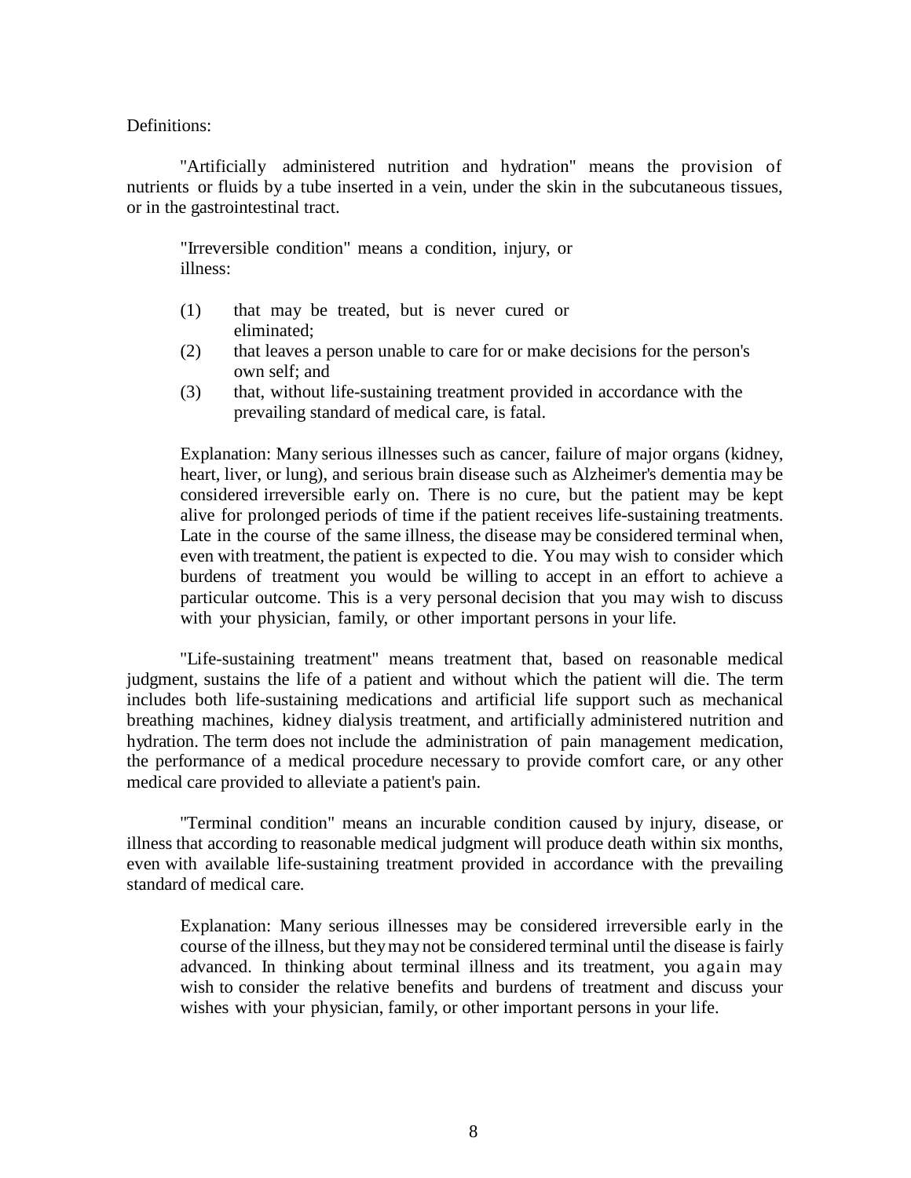Definitions:

"Artificially administered nutrition and hydration" means the provision of nutrients or fluids by a tube inserted in a vein, under the skin in the subcutaneous tissues, or in the gastrointestinal tract.

"Irreversible condition" means a condition, injury, or illness:

(1) that may be treated, but is never cured or eliminated;
(2) that leaves a person unable to care for or make decisions for the person's own self; and
(3) that, without life-sustaining treatment provided in accordance with the prevailing standard of medical care, is fatal.

Explanation: Many serious illnesses such as cancer, failure of major organs (kidney, heart, liver, or lung), and serious brain disease such as Alzheimer's dementia may be considered irreversible early on. There is no cure, but the patient may be kept alive for prolonged periods of time if the patient receives life-sustaining treatments. Late in the course of the same illness, the disease may be considered terminal when, even with treatment, the patient is expected to die. You may wish to consider which burdens of treatment you would be willing to accept in an effort to achieve a particular outcome. This is a very personal decision that you may wish to discuss with your physician, family, or other important persons in your life.

"Life-sustaining treatment" means treatment that, based on reasonable medical judgment, sustains the life of a patient and without which the patient will die. The term includes both life-sustaining medications and artificial life support such as mechanical breathing machines, kidney dialysis treatment, and artificially administered nutrition and hydration. The term does not include the administration of pain management medication, the performance of a medical procedure necessary to provide comfort care, or any other medical care provided to alleviate a patient's pain.

"Terminal condition" means an incurable condition caused by injury, disease, or illness that according to reasonable medical judgment will produce death within six months, even with available life-sustaining treatment provided in accordance with the prevailing standard of medical care.

Explanation: Many serious illnesses may be considered irreversible early in the course of the illness, but they may not be considered terminal until the disease is fairly advanced. In thinking about terminal illness and its treatment, you again may wish to consider the relative benefits and burdens of treatment and discuss your wishes with your physician, family, or other important persons in your life.